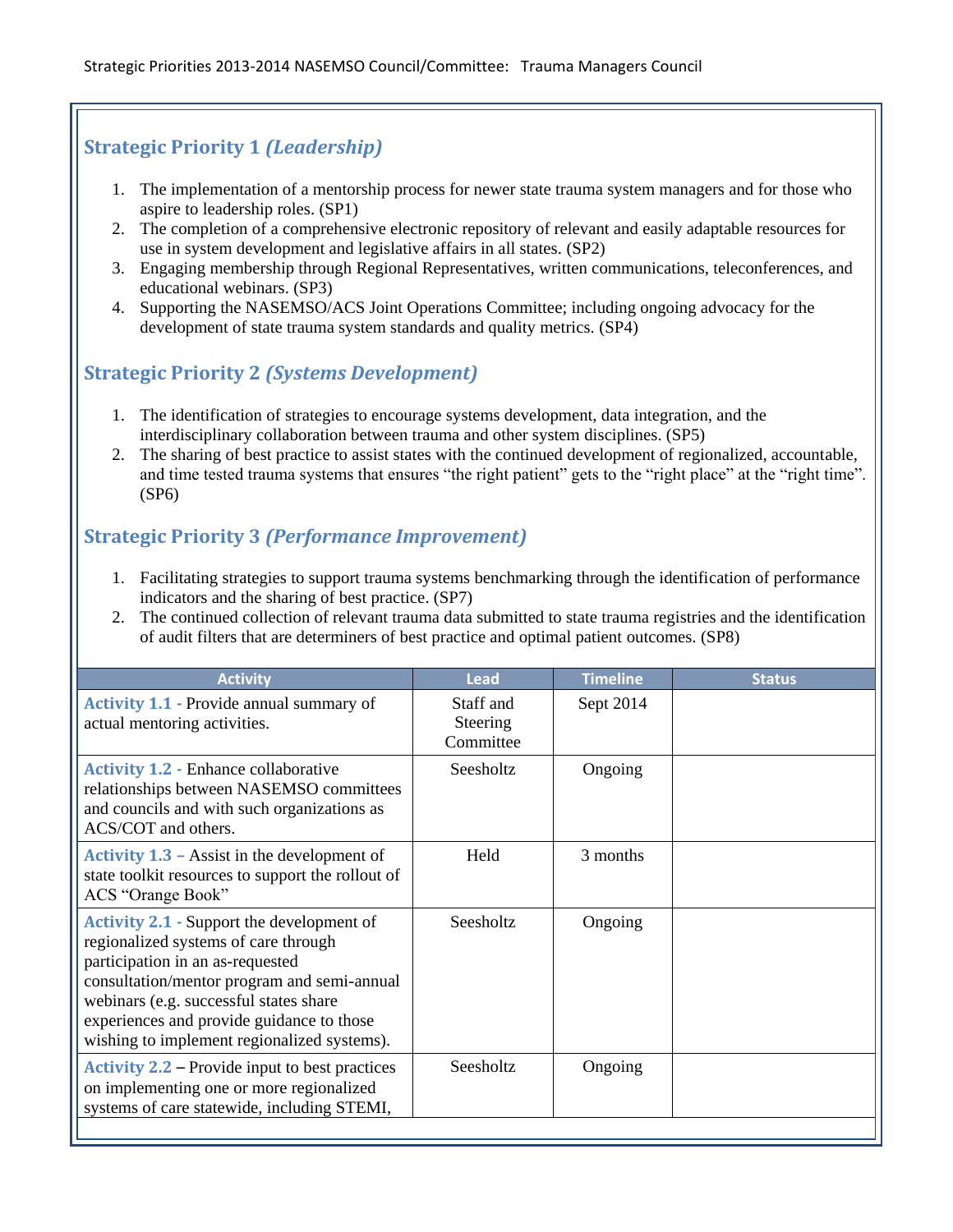Strategic Priorities 2013-2014 NASEMSO Council/Committee: Trauma Managers Council

## Strategic Priority 1 *(Leadership)*

1. The implementation of a mentorship process for newer state trauma system managers and for those who aspire to leadership roles. (SP1)
2. The completion of a comprehensive electronic repository of relevant and easily adaptable resources for use in system development and legislative affairs in all states. (SP2)
3. Engaging membership through Regional Representatives, written communications, teleconferences, and educational webinars. (SP3)
4. Supporting the NASEMSO/ACS Joint Operations Committee; including ongoing advocacy for the development of state trauma system standards and quality metrics. (SP4)

## Strategic Priority 2 *(Systems Development)*

1. The identification of strategies to encourage systems development, data integration, and the interdisciplinary collaboration between trauma and other system disciplines. (SP5)
2. The sharing of best practice to assist states with the continued development of regionalized, accountable, and time tested trauma systems that ensures "the right patient" gets to the "right place" at the "right time". (SP6)

## Strategic Priority 3 *(Performance Improvement)*

1. Facilitating strategies to support trauma systems benchmarking through the identification of performance indicators and the sharing of best practice. (SP7)
2. The continued collection of relevant trauma data submitted to state trauma registries and the identification of audit filters that are determiners of best practice and optimal patient outcomes. (SP8)

| Activity | Lead | Timeline | Status |
|---|---|---|---|
| **Activity 1.1 -** Provide annual summary of actual mentoring activities. | Staff and Steering Committee | Sept 2014 | |
| **Activity 1.2 -** Enhance collaborative relationships between NASEMSO committees and councils and with such organizations as ACS/COT and others. | Seesholtz | Ongoing | |
| **Activity 1.3 –** Assist in the development of state toolkit resources to support the rollout of ACS "Orange Book" | Held | 3 months | |
| **Activity 2.1 -** Support the development of regionalized systems of care through participation in an as-requested consultation/mentor program and semi-annual webinars (e.g. successful states share experiences and provide guidance to those wishing to implement regionalized systems). | Seesholtz | Ongoing | |
| **Activity 2.2 –** Provide input to best practices on implementing one or more regionalized systems of care statewide, including STEMI, | Seesholtz | Ongoing | |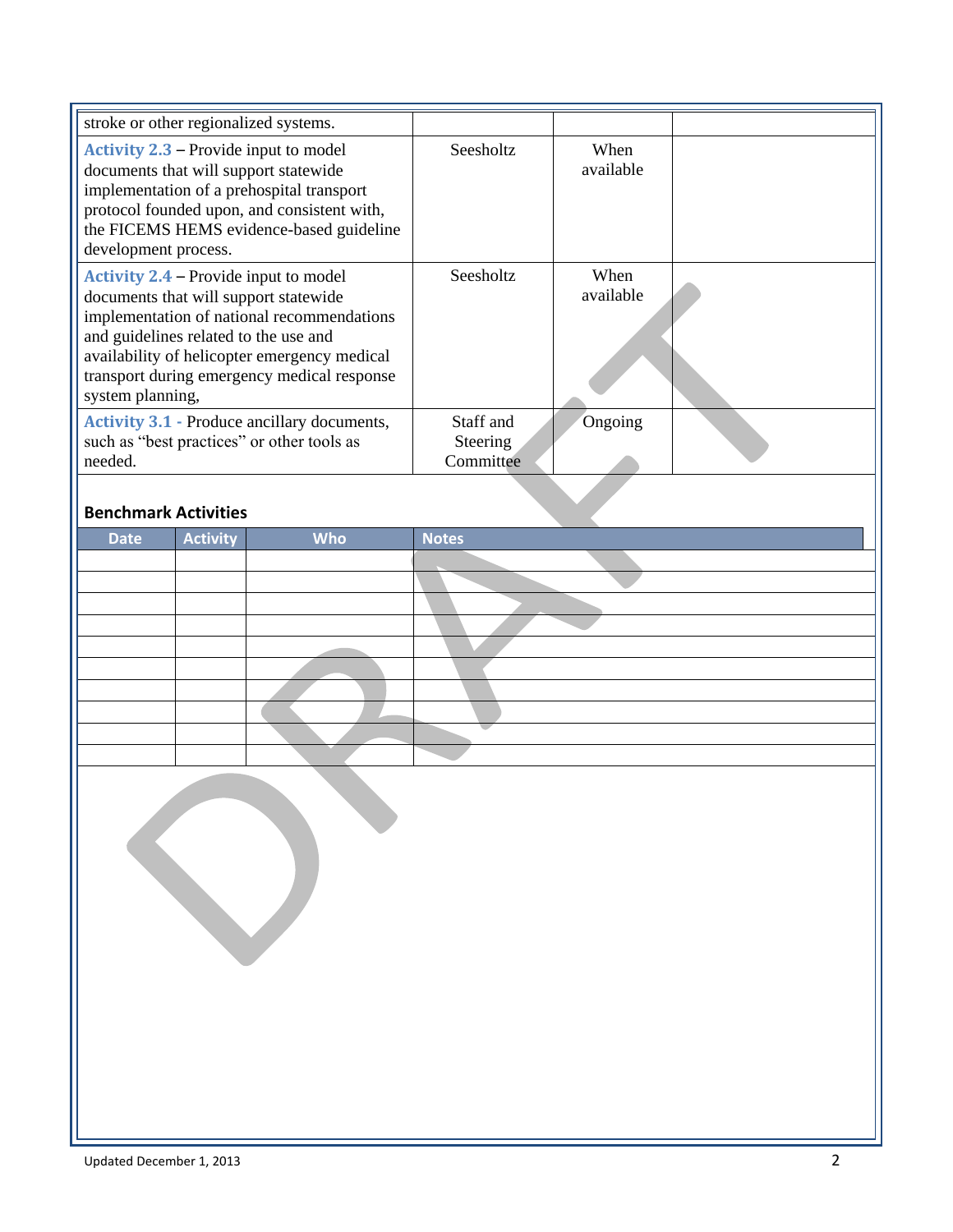| | | | |
|---|---|---|---|
| stroke or other regionalized systems. | | | |
| **Activity 2.3** – Provide input to model documents that will support statewide implementation of a prehospital transport protocol founded upon, and consistent with, the FICEMS HEMS evidence-based guideline development process. | Seesholtz | When available | |
| **Activity 2.4** – Provide input to model documents that will support statewide implementation of national recommendations and guidelines related to the use and availability of helicopter emergency medical transport during emergency medical response system planning, | Seesholtz | When available | |
| **Activity 3.1** - Produce ancillary documents, such as "best practices" or other tools as needed. | Staff and Steering Committee | Ongoing | |

### Benchmark Activities

| Date | Activity | Who | Notes |
|---|---|---|---|
| | | | |
| | | | |
| | | | |
| | | | |
| | | | |
| | | | |
| | | | |
| | | | |
| | | | |
| | | | |

Updated December 1, 2013